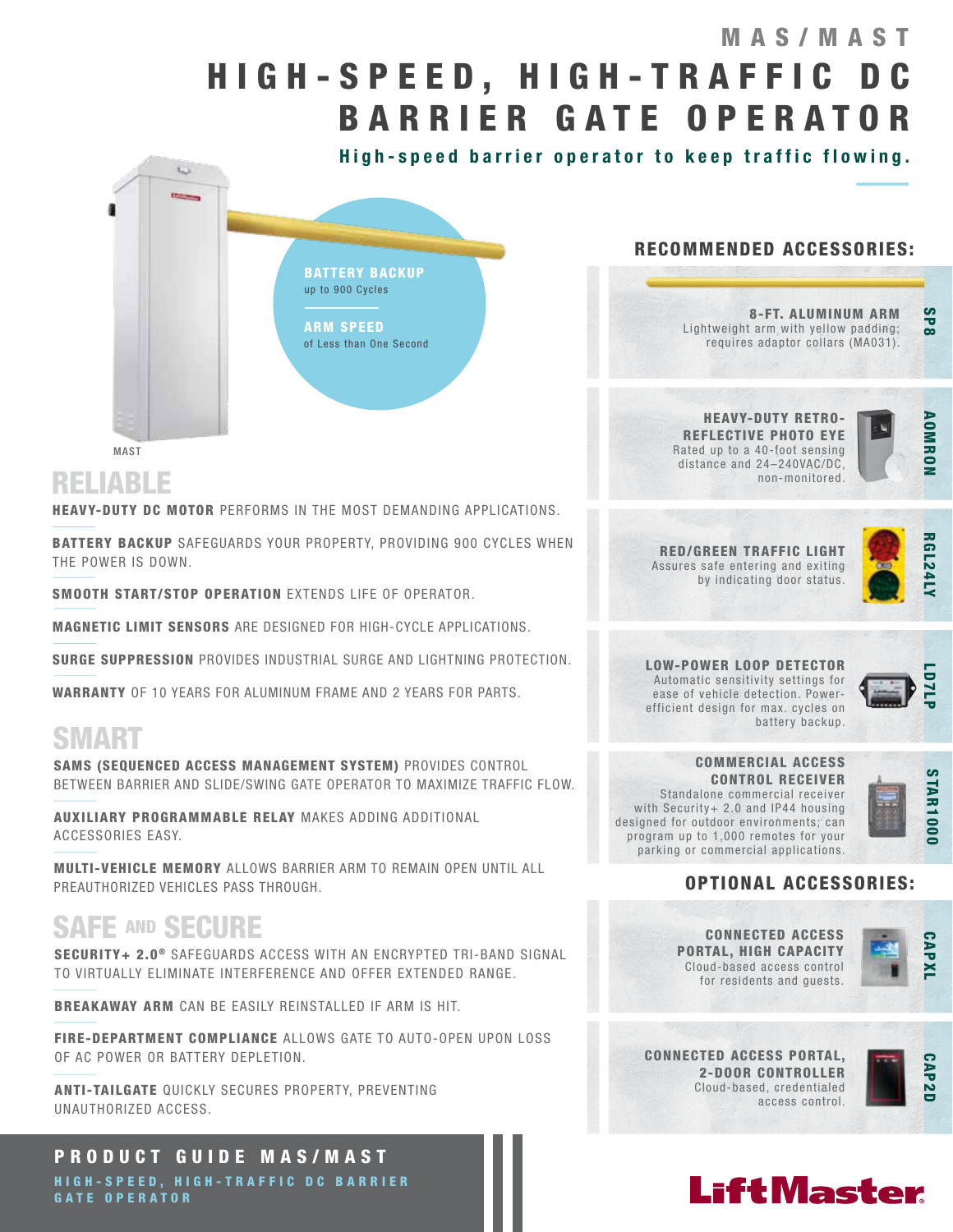# MAS/MAST

# HIGH-SPEED, HIGH-TRAFFIC DC BARRIER GATE OPERATOR

**High-speed barrier operator to keep traffic flowing.**

**BATTERY BACKUP**
up to 900 Cycles

**ARM SPEED**
of Less than One Second

MAST

## RELIABLE

**HEAVY-DUTY DC MOTOR** PERFORMS IN THE MOST DEMANDING APPLICATIONS.

**BATTERY BACKUP** SAFEGUARDS YOUR PROPERTY, PROVIDING 900 CYCLES WHEN THE POWER IS DOWN.

**SMOOTH START/STOP OPERATION** EXTENDS LIFE OF OPERATOR.

**MAGNETIC LIMIT SENSORS** ARE DESIGNED FOR HIGH-CYCLE APPLICATIONS.

**SURGE SUPPRESSION** PROVIDES INDUSTRIAL SURGE AND LIGHTNING PROTECTION.

**WARRANTY** OF 10 YEARS FOR ALUMINUM FRAME AND 2 YEARS FOR PARTS.

## SMART

**SAMS (SEQUENCED ACCESS MANAGEMENT SYSTEM)** PROVIDES CONTROL BETWEEN BARRIER AND SLIDE/SWING GATE OPERATOR TO MAXIMIZE TRAFFIC FLOW.

**AUXILIARY PROGRAMMABLE RELAY** MAKES ADDING ADDITIONAL ACCESSORIES EASY.

**MULTI-VEHICLE MEMORY** ALLOWS BARRIER ARM TO REMAIN OPEN UNTIL ALL PREAUTHORIZED VEHICLES PASS THROUGH.

## SAFE AND SECURE

**SECURITY+ 2.0®** SAFEGUARDS ACCESS WITH AN ENCRYPTED TRI-BAND SIGNAL TO VIRTUALLY ELIMINATE INTERFERENCE AND OFFER EXTENDED RANGE.

**BREAKAWAY ARM** CAN BE EASILY REINSTALLED IF ARM IS HIT.

**FIRE-DEPARTMENT COMPLIANCE** ALLOWS GATE TO AUTO-OPEN UPON LOSS OF AC POWER OR BATTERY DEPLETION.

**ANTI-TAILGATE** QUICKLY SECURES PROPERTY, PREVENTING UNAUTHORIZED ACCESS.

## RECOMMENDED ACCESSORIES:

**SP8**
**8-FT. ALUMINUM ARM**
Lightweight arm with yellow padding; requires adaptor collars (MA031).

**AOMRON**
**HEAVY-DUTY RETRO-REFLECTIVE PHOTO EYE**
Rated up to a 40-foot sensing distance and 24–240VAC/DC, non-monitored.

**RGL24LY**
**RED/GREEN TRAFFIC LIGHT**
Assures safe entering and exiting by indicating door status.

**LD7LP**
**LOW-POWER LOOP DETECTOR**
Automatic sensitivity settings for ease of vehicle detection. Power-efficient design for max. cycles on battery backup.

**STAR1000**
**COMMERCIAL ACCESS CONTROL RECEIVER**
Standalone commercial receiver with Security+ 2.0 and IP44 housing designed for outdoor environments; can program up to 1,000 remotes for your parking or commercial applications.

## OPTIONAL ACCESSORIES:

**CAPXL**
**CONNECTED ACCESS PORTAL, HIGH CAPACITY**
Cloud-based access control for residents and guests.

**CAP2D**
**CONNECTED ACCESS PORTAL, 2-DOOR CONTROLLER**
Cloud-based, credentialed access control.

**PRODUCT GUIDE MAS/MAST**
HIGH-SPEED, HIGH-TRAFFIC DC BARRIER GATE OPERATOR

LiftMaster®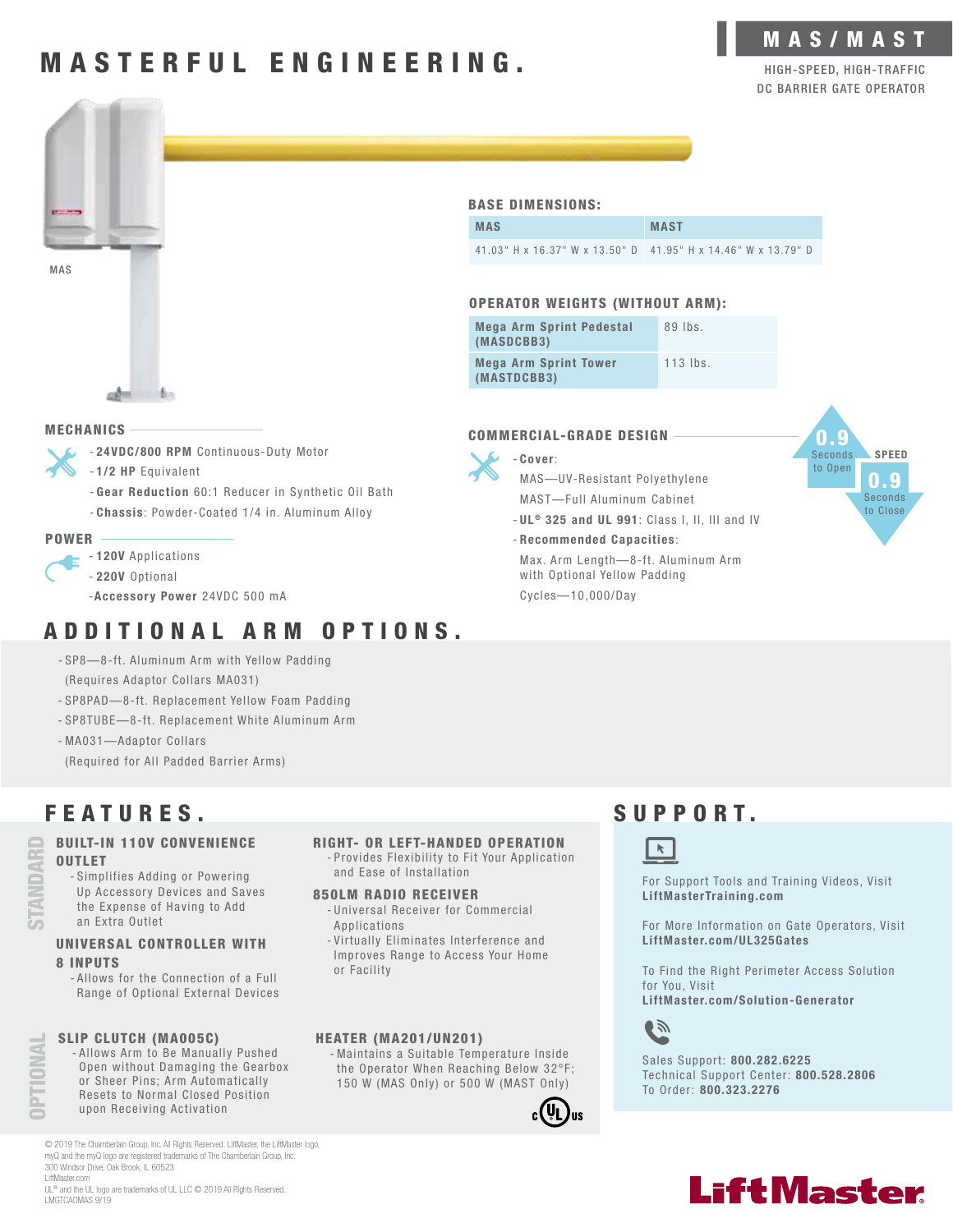# MASTERFUL ENGINEERING.

## MAS/MAST

HIGH-SPEED, HIGH-TRAFFIC
DC BARRIER GATE OPERATOR

MAS

### BASE DIMENSIONS:

| MAS | MAST |
|---|---|
| 41.03" H x 16.37" W x 13.50" D | 41.95" H x 14.46" W x 13.79" D |

### OPERATOR WEIGHTS (WITHOUT ARM):

| | |
|---|---|
| **Mega Arm Sprint Pedestal (MASDCBB3)** | 89 lbs. |
| **Mega Arm Sprint Tower (MASTDCBB3)** | 113 lbs. |

### MECHANICS

- **24VDC/800 RPM** Continuous-Duty Motor
- **1/2 HP** Equivalent
- **Gear Reduction** 60:1 Reducer in Synthetic Oil Bath
- **Chassis**: Powder-Coated 1/4 in. Aluminum Alloy

### POWER

- **120V** Applications
- **220V** Optional
- **Accessory Power** 24VDC 500 mA

### COMMERCIAL-GRADE DESIGN

- **Cover**:
  MAS—UV-Resistant Polyethylene
  MAST—Full Aluminum Cabinet
- **UL® 325 and UL 991**: Class I, II, III and IV
- **Recommended Capacities**:
  Max. Arm Length—8-ft. Aluminum Arm with Optional Yellow Padding
  Cycles—10,000/Day

SPEED
0.9 Seconds to Open
0.9 Seconds to Close

# ADDITIONAL ARM OPTIONS.

- SP8—8-ft. Aluminum Arm with Yellow Padding (Requires Adaptor Collars MA031)
- SP8PAD—8-ft. Replacement Yellow Foam Padding
- SP8TUBE—8-ft. Replacement White Aluminum Arm
- MA031—Adaptor Collars (Required for All Padded Barrier Arms)

# FEATURES.

STANDARD

### BUILT-IN 110V CONVENIENCE OUTLET

- Simplifies Adding or Powering Up Accessory Devices and Saves the Expense of Having to Add an Extra Outlet

### UNIVERSAL CONTROLLER WITH 8 INPUTS

- Allows for the Connection of a Full Range of Optional External Devices

### RIGHT- OR LEFT-HANDED OPERATION

- Provides Flexibility to Fit Your Application and Ease of Installation

### 850LM RADIO RECEIVER

- Universal Receiver for Commercial Applications
- Virtually Eliminates Interference and Improves Range to Access Your Home or Facility

OPTIONAL

### SLIP CLUTCH (MA005C)

- Allows Arm to Be Manually Pushed Open without Damaging the Gearbox or Sheer Pins; Arm Automatically Resets to Normal Closed Position upon Receiving Activation

### HEATER (MA201/UN201)

- Maintains a Suitable Temperature Inside the Operator When Reaching Below 32°F; 150 W (MAS Only) or 500 W (MAST Only)

# SUPPORT.

For Support Tools and Training Videos, Visit **LiftMasterTraining.com**

For More Information on Gate Operators, Visit **LiftMaster.com/UL325Gates**

To Find the Right Perimeter Access Solution for You, Visit **LiftMaster.com/Solution-Generator**

Sales Support: **800.282.6225**
Technical Support Center: **800.528.2806**
To Order: **800.323.2276**

© 2019 The Chamberlain Group, Inc. All Rights Reserved. LiftMaster, the LiftMaster logo, myQ and the myQ logo are registered trademarks of The Chamberlain Group, Inc.
300 Windsor Drive, Oak Brook, IL 60523
LiftMaster.com
UL® and the UL logo are trademarks of UL LLC © 2019 All Rights Reserved.
LMGTCAOMAS 9/19

LiftMaster